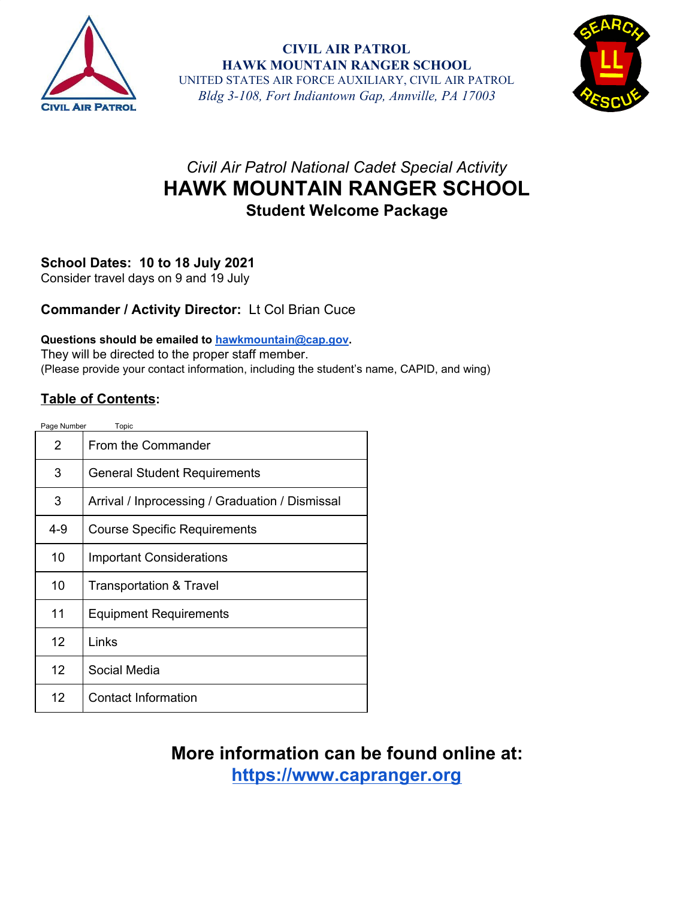**CIVIL AIR PATROL**
**HAWK MOUNTAIN RANGER SCHOOL**
UNITED STATES AIR FORCE AUXILIARY, CIVIL AIR PATROL
*Bldg 3-108, Fort Indiantown Gap, Annville, PA 17003*

*Civil Air Patrol National Cadet Special Activity*

# HAWK MOUNTAIN RANGER SCHOOL

## Student Welcome Package

**School Dates: 10 to 18 July 2021**
Consider travel days on 9 and 19 July

**Commander / Activity Director:** Lt Col Brian Cuce

**Questions should be emailed to [hawkmountain@cap.gov](mailto:hawkmountain@cap.gov).**
They will be directed to the proper staff member.
(Please provide your contact information, including the student's name, CAPID, and wing)

**Table of Contents:**

| Page Number | Topic |
|---|---|
| 2 | From the Commander |
| 3 | General Student Requirements |
| 3 | Arrival / Inprocessing / Graduation / Dismissal |
| 4-9 | Course Specific Requirements |
| 10 | Important Considerations |
| 10 | Transportation & Travel |
| 11 | Equipment Requirements |
| 12 | Links |
| 12 | Social Media |
| 12 | Contact Information |

**More information can be found online at:**
**[https://www.capranger.org](https://www.capranger.org)**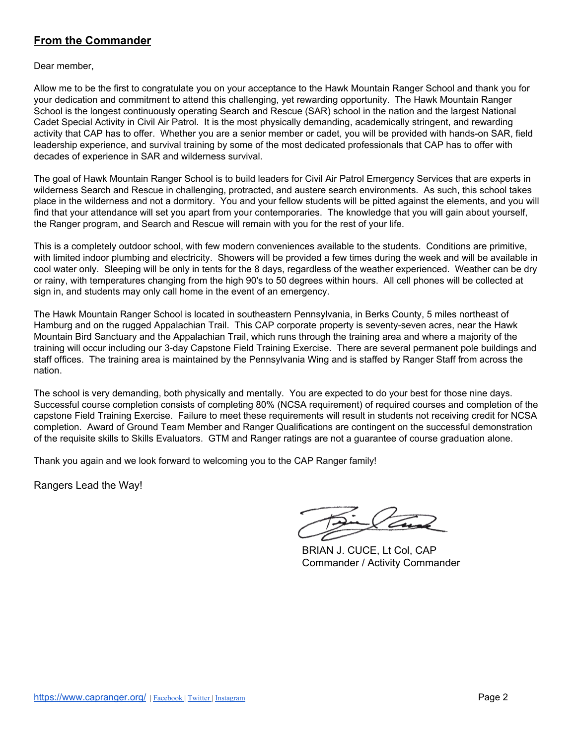## **From the Commander**

Dear member,

Allow me to be the first to congratulate you on your acceptance to the Hawk Mountain Ranger School and thank you for your dedication and commitment to attend this challenging, yet rewarding opportunity. The Hawk Mountain Ranger School is the longest continuously operating Search and Rescue (SAR) school in the nation and the largest National Cadet Special Activity in Civil Air Patrol. It is the most physically demanding, academically stringent, and rewarding activity that CAP has to offer. Whether you are a senior member or cadet, you will be provided with hands-on SAR, field leadership experience, and survival training by some of the most dedicated professionals that CAP has to offer with decades of experience in SAR and wilderness survival.

The goal of Hawk Mountain Ranger School is to build leaders for Civil Air Patrol Emergency Services that are experts in wilderness Search and Rescue in challenging, protracted, and austere search environments. As such, this school takes place in the wilderness and not a dormitory. You and your fellow students will be pitted against the elements, and you will find that your attendance will set you apart from your contemporaries. The knowledge that you will gain about yourself, the Ranger program, and Search and Rescue will remain with you for the rest of your life.

This is a completely outdoor school, with few modern conveniences available to the students. Conditions are primitive, with limited indoor plumbing and electricity. Showers will be provided a few times during the week and will be available in cool water only. Sleeping will be only in tents for the 8 days, regardless of the weather experienced. Weather can be dry or rainy, with temperatures changing from the high 90's to 50 degrees within hours. All cell phones will be collected at sign in, and students may only call home in the event of an emergency.

The Hawk Mountain Ranger School is located in southeastern Pennsylvania, in Berks County, 5 miles northeast of Hamburg and on the rugged Appalachian Trail. This CAP corporate property is seventy-seven acres, near the Hawk Mountain Bird Sanctuary and the Appalachian Trail, which runs through the training area and where a majority of the training will occur including our 3-day Capstone Field Training Exercise. There are several permanent pole buildings and staff offices. The training area is maintained by the Pennsylvania Wing and is staffed by Ranger Staff from across the nation.

The school is very demanding, both physically and mentally. You are expected to do your best for those nine days. Successful course completion consists of completing 80% (NCSA requirement) of required courses and completion of the capstone Field Training Exercise. Failure to meet these requirements will result in students not receiving credit for NCSA completion. Award of Ground Team Member and Ranger Qualifications are contingent on the successful demonstration of the requisite skills to Skills Evaluators. GTM and Ranger ratings are not a guarantee of course graduation alone.

Thank you again and we look forward to welcoming you to the CAP Ranger family!

Rangers Lead the Way!

BRIAN J. CUCE, Lt Col, CAP
Commander / Activity Commander

https://www.capranger.org/ | Facebook | Twitter | Instagram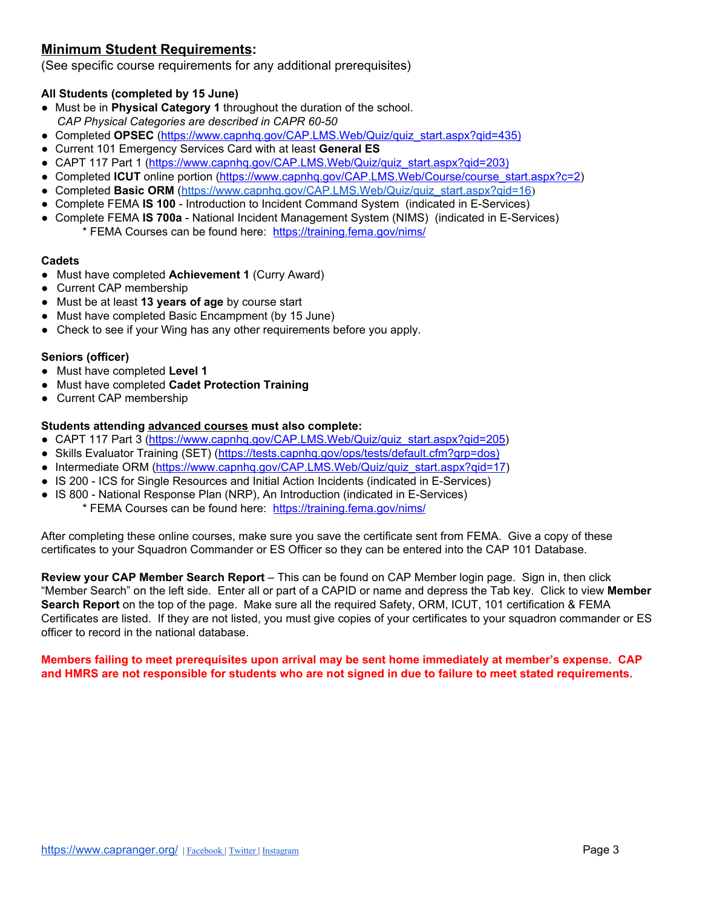## **Minimum Student Requirements:**

(See specific course requirements for any additional prerequisites)

**All Students (completed by 15 June)**

- Must be in **Physical Category 1** throughout the duration of the school.
  *CAP Physical Categories are described in CAPR 60-50*
- Completed **OPSEC** (https://www.capnhq.gov/CAP.LMS.Web/Quiz/quiz_start.aspx?qid=435)
- Current 101 Emergency Services Card with at least **General ES**
- CAPT 117 Part 1 (https://www.capnhq.gov/CAP.LMS.Web/Quiz/quiz_start.aspx?qid=203)
- Completed **ICUT** online portion (https://www.capnhq.gov/CAP.LMS.Web/Course/course_start.aspx?c=2)
- Completed **Basic ORM** (https://www.capnhq.gov/CAP.LMS.Web/Quiz/quiz_start.aspx?qid=16)
- Complete FEMA **IS 100** - Introduction to Incident Command System (indicated in E-Services)
- Complete FEMA **IS 700a** - National Incident Management System (NIMS) (indicated in E-Services)
  * FEMA Courses can be found here: https://training.fema.gov/nims/

**Cadets**

- Must have completed **Achievement 1** (Curry Award)
- Current CAP membership
- Must be at least **13 years of age** by course start
- Must have completed Basic Encampment (by 15 June)
- Check to see if your Wing has any other requirements before you apply.

**Seniors (officer)**

- Must have completed **Level 1**
- Must have completed **Cadet Protection Training**
- Current CAP membership

**Students attending advanced courses must also complete:**

- CAPT 117 Part 3 (https://www.capnhq.gov/CAP.LMS.Web/Quiz/quiz_start.aspx?qid=205)
- Skills Evaluator Training (SET) (https://tests.capnhq.gov/ops/tests/default.cfm?grp=dos)
- Intermediate ORM (https://www.capnhq.gov/CAP.LMS.Web/Quiz/quiz_start.aspx?qid=17)
- IS 200 - ICS for Single Resources and Initial Action Incidents (indicated in E-Services)
- IS 800 - National Response Plan (NRP), An Introduction (indicated in E-Services)
  * FEMA Courses can be found here: https://training.fema.gov/nims/

After completing these online courses, make sure you save the certificate sent from FEMA. Give a copy of these certificates to your Squadron Commander or ES Officer so they can be entered into the CAP 101 Database.

**Review your CAP Member Search Report** – This can be found on CAP Member login page. Sign in, then click "Member Search" on the left side. Enter all or part of a CAPID or name and depress the Tab key. Click to view **Member Search Report** on the top of the page. Make sure all the required Safety, ORM, ICUT, 101 certification & FEMA Certificates are listed. If they are not listed, you must give copies of your certificates to your squadron commander or ES officer to record in the national database.

**Members failing to meet prerequisites upon arrival may be sent home immediately at member's expense. CAP and HMRS are not responsible for students who are not signed in due to failure to meet stated requirements.**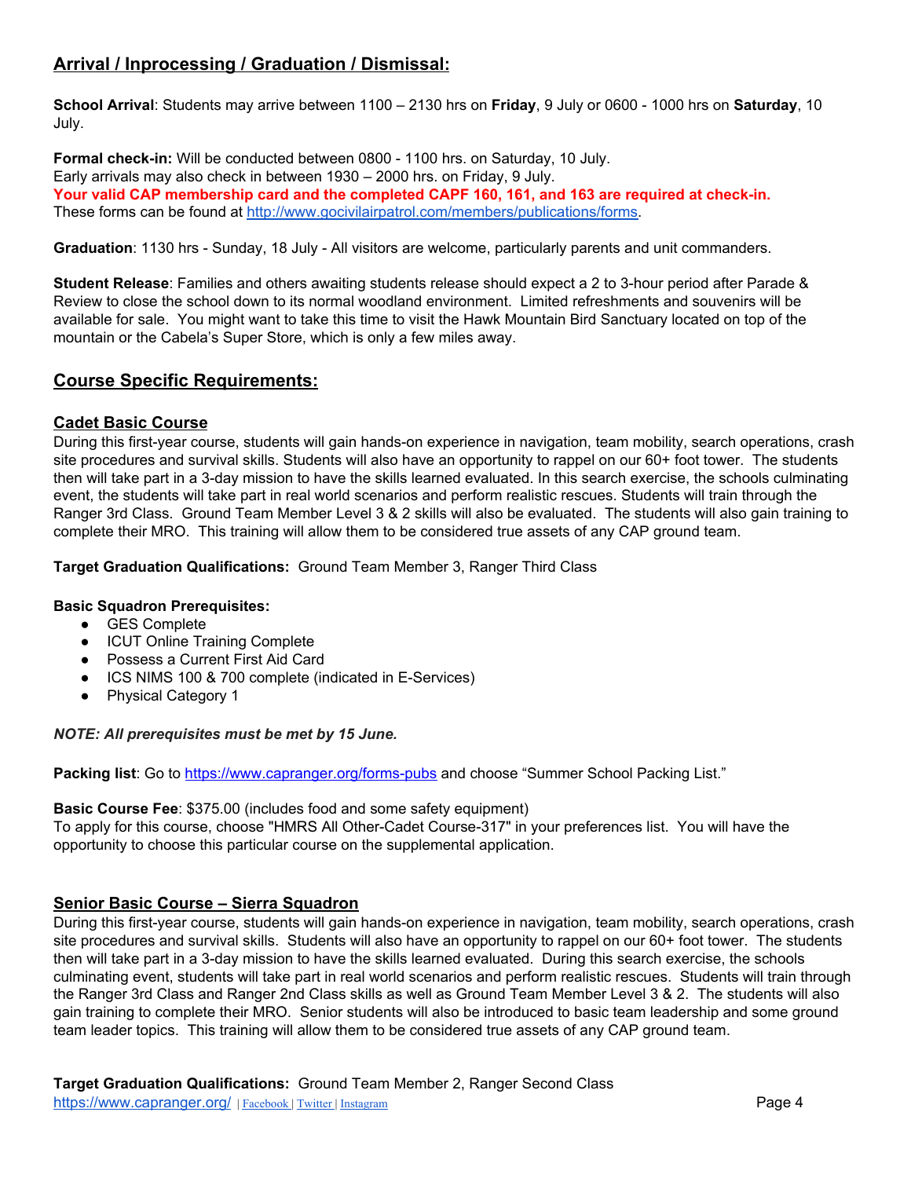## Arrival / Inprocessing / Graduation / Dismissal:

**School Arrival**: Students may arrive between 1100 – 2130 hrs on **Friday**, 9 July or 0600 - 1000 hrs on **Saturday**, 10 July.

**Formal check-in:** Will be conducted between 0800 - 1100 hrs. on Saturday, 10 July.
Early arrivals may also check in between 1930 – 2000 hrs. on Friday, 9 July.
**Your valid CAP membership card and the completed CAPF 160, 161, and 163 are required at check-in.**
These forms can be found at [http://www.gocivilairpatrol.com/members/publications/forms](http://www.gocivilairpatrol.com/members/publications/forms).

**Graduation**: 1130 hrs - Sunday, 18 July - All visitors are welcome, particularly parents and unit commanders.

**Student Release**: Families and others awaiting students release should expect a 2 to 3-hour period after Parade & Review to close the school down to its normal woodland environment. Limited refreshments and souvenirs will be available for sale. You might want to take this time to visit the Hawk Mountain Bird Sanctuary located on top of the mountain or the Cabela's Super Store, which is only a few miles away.

## Course Specific Requirements:

### Cadet Basic Course

During this first-year course, students will gain hands-on experience in navigation, team mobility, search operations, crash site procedures and survival skills. Students will also have an opportunity to rappel on our 60+ foot tower. The students then will take part in a 3-day mission to have the skills learned evaluated. In this search exercise, the schools culminating event, the students will take part in real world scenarios and perform realistic rescues. Students will train through the Ranger 3rd Class. Ground Team Member Level 3 & 2 skills will also be evaluated. The students will also gain training to complete their MRO. This training will allow them to be considered true assets of any CAP ground team.

**Target Graduation Qualifications:** Ground Team Member 3, Ranger Third Class

**Basic Squadron Prerequisites:**

- GES Complete
- ICUT Online Training Complete
- Possess a Current First Aid Card
- ICS NIMS 100 & 700 complete (indicated in E-Services)
- Physical Category 1

***NOTE: All prerequisites must be met by 15 June.***

**Packing list**: Go to [https://www.capranger.org/forms-pubs](https://www.capranger.org/forms-pubs) and choose "Summer School Packing List."

**Basic Course Fee**: $375.00 (includes food and some safety equipment)
To apply for this course, choose "HMRS All Other-Cadet Course-317" in your preferences list. You will have the opportunity to choose this particular course on the supplemental application.

### Senior Basic Course – Sierra Squadron

During this first-year course, students will gain hands-on experience in navigation, team mobility, search operations, crash site procedures and survival skills. Students will also have an opportunity to rappel on our 60+ foot tower. The students then will take part in a 3-day mission to have the skills learned evaluated. During this search exercise, the schools culminating event, students will take part in real world scenarios and perform realistic rescues. Students will train through the Ranger 3rd Class and Ranger 2nd Class skills as well as Ground Team Member Level 3 & 2. The students will also gain training to complete their MRO. Senior students will also be introduced to basic team leadership and some ground team leader topics. This training will allow them to be considered true assets of any CAP ground team.

**Target Graduation Qualifications:** Ground Team Member 2, Ranger Second Class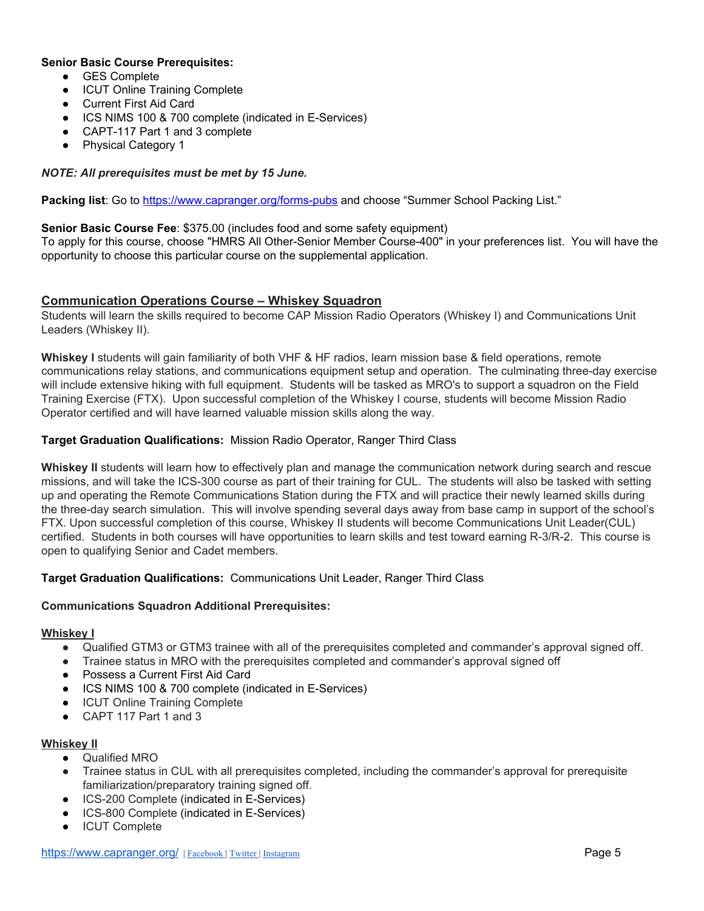**Senior Basic Course Prerequisites:**

- GES Complete
- ICUT Online Training Complete
- Current First Aid Card
- ICS NIMS 100 & 700 complete (indicated in E-Services)
- CAPT-117 Part 1 and 3 complete
- Physical Category 1

***NOTE: All prerequisites must be met by 15 June.***

**Packing list**: Go to https://www.capranger.org/forms-pubs and choose "Summer School Packing List."

**Senior Basic Course Fee**: $375.00 (includes food and some safety equipment)
To apply for this course, choose "HMRS All Other-Senior Member Course-400" in your preferences list. You will have the opportunity to choose this particular course on the supplemental application.

## Communication Operations Course – Whiskey Squadron

Students will learn the skills required to become CAP Mission Radio Operators (Whiskey I) and Communications Unit Leaders (Whiskey II).

**Whiskey I** students will gain familiarity of both VHF & HF radios, learn mission base & field operations, remote communications relay stations, and communications equipment setup and operation. The culminating three-day exercise will include extensive hiking with full equipment. Students will be tasked as MRO's to support a squadron on the Field Training Exercise (FTX). Upon successful completion of the Whiskey I course, students will become Mission Radio Operator certified and will have learned valuable mission skills along the way.

**Target Graduation Qualifications:** Mission Radio Operator, Ranger Third Class

**Whiskey II** students will learn how to effectively plan and manage the communication network during search and rescue missions, and will take the ICS-300 course as part of their training for CUL. The students will also be tasked with setting up and operating the Remote Communications Station during the FTX and will practice their newly learned skills during the three-day search simulation. This will involve spending several days away from base camp in support of the school's FTX. Upon successful completion of this course, Whiskey II students will become Communications Unit Leader(CUL) certified. Students in both courses will have opportunities to learn skills and test toward earning R-3/R-2. This course is open to qualifying Senior and Cadet members.

**Target Graduation Qualifications:** Communications Unit Leader, Ranger Third Class

**Communications Squadron Additional Prerequisites:**

**Whiskey I**

- Qualified GTM3 or GTM3 trainee with all of the prerequisites completed and commander's approval signed off.
- Trainee status in MRO with the prerequisites completed and commander's approval signed off
- Possess a Current First Aid Card
- ICS NIMS 100 & 700 complete (indicated in E-Services)
- ICUT Online Training Complete
- CAPT 117 Part 1 and 3

**Whiskey II**

- Qualified MRO
- Trainee status in CUL with all prerequisites completed, including the commander's approval for prerequisite familiarization/preparatory training signed off.
- ICS-200 Complete (indicated in E-Services)
- ICS-800 Complete (indicated in E-Services)
- ICUT Complete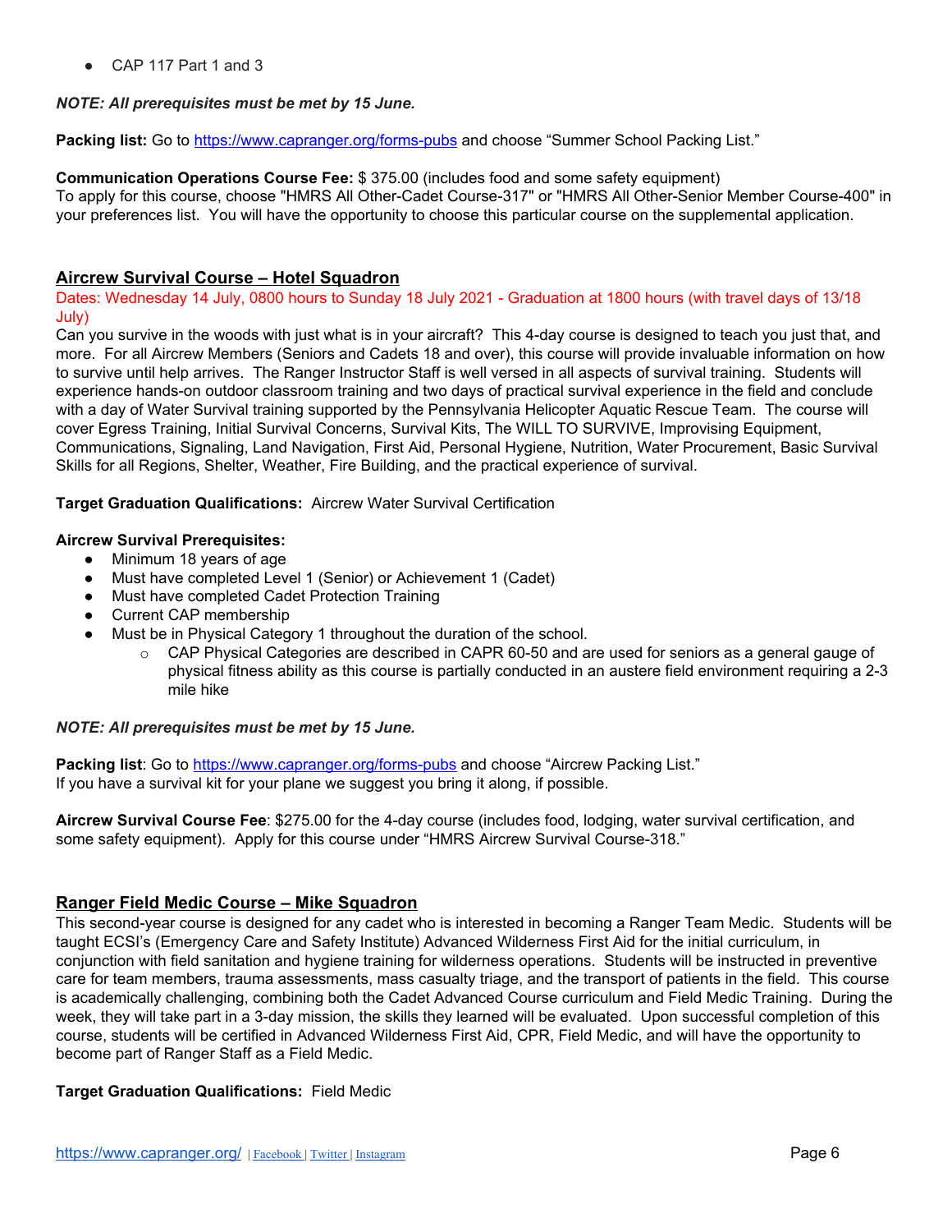- CAP 117 Part 1 and 3

***NOTE: All prerequisites must be met by 15 June.***

**Packing list:** Go to https://www.capranger.org/forms-pubs and choose "Summer School Packing List."

**Communication Operations Course Fee:** $ 375.00 (includes food and some safety equipment)
To apply for this course, choose "HMRS All Other-Cadet Course-317" or "HMRS All Other-Senior Member Course-400" in your preferences list. You will have the opportunity to choose this particular course on the supplemental application.

## Aircrew Survival Course – Hotel Squadron

Dates: Wednesday 14 July, 0800 hours to Sunday 18 July 2021 - Graduation at 1800 hours (with travel days of 13/18 July)

Can you survive in the woods with just what is in your aircraft? This 4-day course is designed to teach you just that, and more. For all Aircrew Members (Seniors and Cadets 18 and over), this course will provide invaluable information on how to survive until help arrives. The Ranger Instructor Staff is well versed in all aspects of survival training. Students will experience hands-on outdoor classroom training and two days of practical survival experience in the field and conclude with a day of Water Survival training supported by the Pennsylvania Helicopter Aquatic Rescue Team. The course will cover Egress Training, Initial Survival Concerns, Survival Kits, The WILL TO SURVIVE, Improvising Equipment, Communications, Signaling, Land Navigation, First Aid, Personal Hygiene, Nutrition, Water Procurement, Basic Survival Skills for all Regions, Shelter, Weather, Fire Building, and the practical experience of survival.

**Target Graduation Qualifications:** Aircrew Water Survival Certification

**Aircrew Survival Prerequisites:**

- Minimum 18 years of age
- Must have completed Level 1 (Senior) or Achievement 1 (Cadet)
- Must have completed Cadet Protection Training
- Current CAP membership
- Must be in Physical Category 1 throughout the duration of the school.
  - CAP Physical Categories are described in CAPR 60-50 and are used for seniors as a general gauge of physical fitness ability as this course is partially conducted in an austere field environment requiring a 2-3 mile hike

***NOTE: All prerequisites must be met by 15 June.***

**Packing list**: Go to https://www.capranger.org/forms-pubs and choose "Aircrew Packing List."
If you have a survival kit for your plane we suggest you bring it along, if possible.

**Aircrew Survival Course Fee**: $275.00 for the 4-day course (includes food, lodging, water survival certification, and some safety equipment). Apply for this course under "HMRS Aircrew Survival Course-318."

## Ranger Field Medic Course – Mike Squadron

This second-year course is designed for any cadet who is interested in becoming a Ranger Team Medic. Students will be taught ECSI's (Emergency Care and Safety Institute) Advanced Wilderness First Aid for the initial curriculum, in conjunction with field sanitation and hygiene training for wilderness operations. Students will be instructed in preventive care for team members, trauma assessments, mass casualty triage, and the transport of patients in the field. This course is academically challenging, combining both the Cadet Advanced Course curriculum and Field Medic Training. During the week, they will take part in a 3-day mission, the skills they learned will be evaluated. Upon successful completion of this course, students will be certified in Advanced Wilderness First Aid, CPR, Field Medic, and will have the opportunity to become part of Ranger Staff as a Field Medic.

**Target Graduation Qualifications:** Field Medic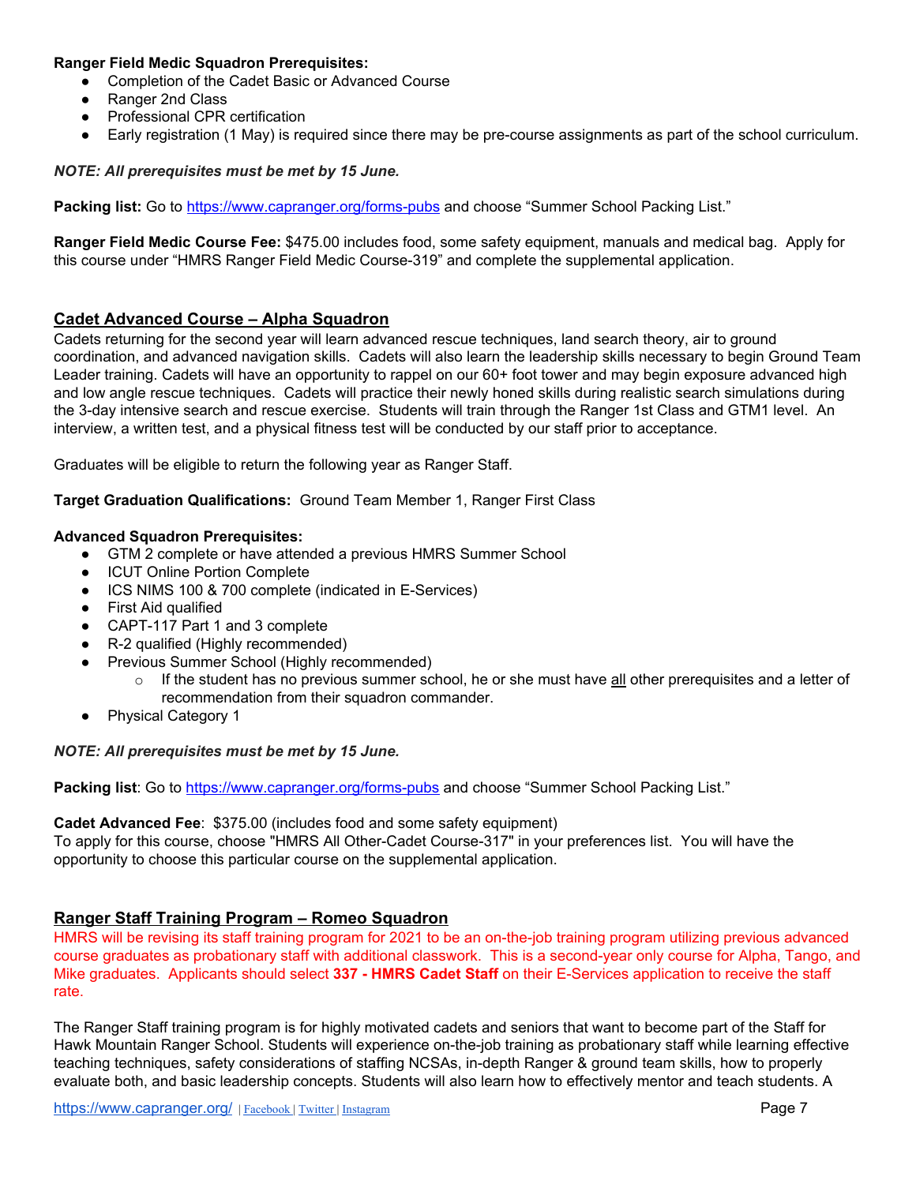**Ranger Field Medic Squadron Prerequisites:**

- Completion of the Cadet Basic or Advanced Course
- Ranger 2nd Class
- Professional CPR certification
- Early registration (1 May) is required since there may be pre-course assignments as part of the school curriculum.

***NOTE: All prerequisites must be met by 15 June.***

**Packing list:** Go to https://www.capranger.org/forms-pubs and choose "Summer School Packing List."

**Ranger Field Medic Course Fee:** $475.00 includes food, some safety equipment, manuals and medical bag. Apply for this course under "HMRS Ranger Field Medic Course-319" and complete the supplemental application.

## Cadet Advanced Course – Alpha Squadron

Cadets returning for the second year will learn advanced rescue techniques, land search theory, air to ground coordination, and advanced navigation skills. Cadets will also learn the leadership skills necessary to begin Ground Team Leader training. Cadets will have an opportunity to rappel on our 60+ foot tower and may begin exposure advanced high and low angle rescue techniques. Cadets will practice their newly honed skills during realistic search simulations during the 3-day intensive search and rescue exercise. Students will train through the Ranger 1st Class and GTM1 level. An interview, a written test, and a physical fitness test will be conducted by our staff prior to acceptance.

Graduates will be eligible to return the following year as Ranger Staff.

**Target Graduation Qualifications:** Ground Team Member 1, Ranger First Class

**Advanced Squadron Prerequisites:**

- GTM 2 complete or have attended a previous HMRS Summer School
- ICUT Online Portion Complete
- ICS NIMS 100 & 700 complete (indicated in E-Services)
- First Aid qualified
- CAPT-117 Part 1 and 3 complete
- R-2 qualified (Highly recommended)
- Previous Summer School (Highly recommended)
  - If the student has no previous summer school, he or she must have all other prerequisites and a letter of recommendation from their squadron commander.
- Physical Category 1

***NOTE: All prerequisites must be met by 15 June.***

**Packing list**: Go to https://www.capranger.org/forms-pubs and choose "Summer School Packing List."

**Cadet Advanced Fee**: $375.00 (includes food and some safety equipment)
To apply for this course, choose "HMRS All Other-Cadet Course-317" in your preferences list. You will have the opportunity to choose this particular course on the supplemental application.

## Ranger Staff Training Program – Romeo Squadron

HMRS will be revising its staff training program for 2021 to be an on-the-job training program utilizing previous advanced course graduates as probationary staff with additional classwork. This is a second-year only course for Alpha, Tango, and Mike graduates. Applicants should select **337 - HMRS Cadet Staff** on their E-Services application to receive the staff rate.

The Ranger Staff training program is for highly motivated cadets and seniors that want to become part of the Staff for Hawk Mountain Ranger School. Students will experience on-the-job training as probationary staff while learning effective teaching techniques, safety considerations of staffing NCSAs, in-depth Ranger & ground team skills, how to properly evaluate both, and basic leadership concepts. Students will also learn how to effectively mentor and teach students. A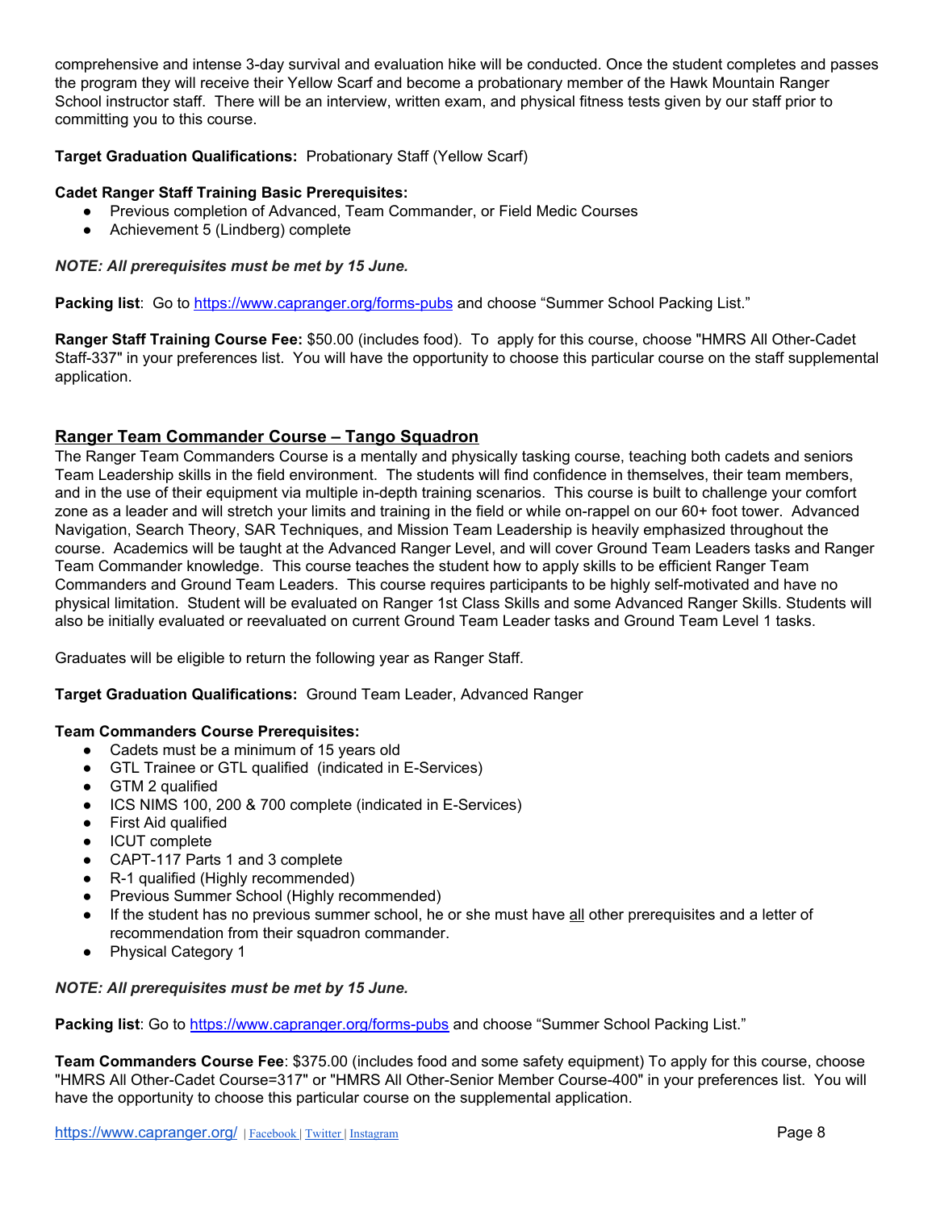comprehensive and intense 3-day survival and evaluation hike will be conducted. Once the student completes and passes the program they will receive their Yellow Scarf and become a probationary member of the Hawk Mountain Ranger School instructor staff. There will be an interview, written exam, and physical fitness tests given by our staff prior to committing you to this course.

**Target Graduation Qualifications:** Probationary Staff (Yellow Scarf)

**Cadet Ranger Staff Training Basic Prerequisites:**

- Previous completion of Advanced, Team Commander, or Field Medic Courses
- Achievement 5 (Lindberg) complete

***NOTE: All prerequisites must be met by 15 June.***

**Packing list**: Go to [https://www.capranger.org/forms-pubs](https://www.capranger.org/forms-pubs) and choose "Summer School Packing List."

**Ranger Staff Training Course Fee:** $50.00 (includes food). To apply for this course, choose "HMRS All Other-Cadet Staff-337" in your preferences list. You will have the opportunity to choose this particular course on the staff supplemental application.

## Ranger Team Commander Course – Tango Squadron

The Ranger Team Commanders Course is a mentally and physically tasking course, teaching both cadets and seniors Team Leadership skills in the field environment. The students will find confidence in themselves, their team members, and in the use of their equipment via multiple in-depth training scenarios. This course is built to challenge your comfort zone as a leader and will stretch your limits and training in the field or while on-rappel on our 60+ foot tower. Advanced Navigation, Search Theory, SAR Techniques, and Mission Team Leadership is heavily emphasized throughout the course. Academics will be taught at the Advanced Ranger Level, and will cover Ground Team Leaders tasks and Ranger Team Commander knowledge. This course teaches the student how to apply skills to be efficient Ranger Team Commanders and Ground Team Leaders. This course requires participants to be highly self-motivated and have no physical limitation. Student will be evaluated on Ranger 1st Class Skills and some Advanced Ranger Skills. Students will also be initially evaluated or reevaluated on current Ground Team Leader tasks and Ground Team Level 1 tasks.

Graduates will be eligible to return the following year as Ranger Staff.

**Target Graduation Qualifications:** Ground Team Leader, Advanced Ranger

**Team Commanders Course Prerequisites:**

- Cadets must be a minimum of 15 years old
- GTL Trainee or GTL qualified (indicated in E-Services)
- GTM 2 qualified
- ICS NIMS 100, 200 & 700 complete (indicated in E-Services)
- First Aid qualified
- ICUT complete
- CAPT-117 Parts 1 and 3 complete
- R-1 qualified (Highly recommended)
- Previous Summer School (Highly recommended)
- If the student has no previous summer school, he or she must have <u>all</u> other prerequisites and a letter of recommendation from their squadron commander.
- Physical Category 1

***NOTE: All prerequisites must be met by 15 June.***

**Packing list**: Go to [https://www.capranger.org/forms-pubs](https://www.capranger.org/forms-pubs) and choose "Summer School Packing List."

**Team Commanders Course Fee**: $375.00 (includes food and some safety equipment) To apply for this course, choose "HMRS All Other-Cadet Course=317" or "HMRS All Other-Senior Member Course-400" in your preferences list. You will have the opportunity to choose this particular course on the supplemental application.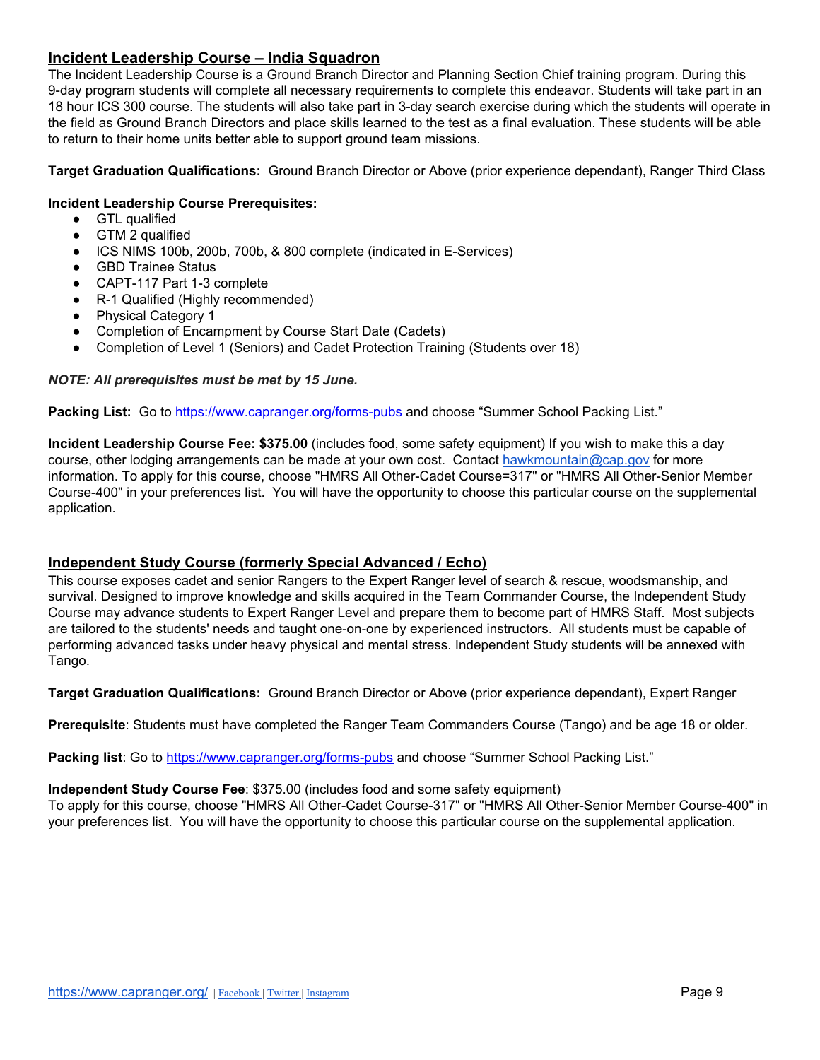## Incident Leadership Course – India Squadron

The Incident Leadership Course is a Ground Branch Director and Planning Section Chief training program. During this 9-day program students will complete all necessary requirements to complete this endeavor. Students will take part in an 18 hour ICS 300 course. The students will also take part in 3-day search exercise during which the students will operate in the field as Ground Branch Directors and place skills learned to the test as a final evaluation. These students will be able to return to their home units better able to support ground team missions.

**Target Graduation Qualifications:** Ground Branch Director or Above (prior experience dependant), Ranger Third Class

**Incident Leadership Course Prerequisites:**

- GTL qualified
- GTM 2 qualified
- ICS NIMS 100b, 200b, 700b, & 800 complete (indicated in E-Services)
- GBD Trainee Status
- CAPT-117 Part 1-3 complete
- R-1 Qualified (Highly recommended)
- Physical Category 1
- Completion of Encampment by Course Start Date (Cadets)
- Completion of Level 1 (Seniors) and Cadet Protection Training (Students over 18)

***NOTE: All prerequisites must be met by 15 June.***

**Packing List:** Go to [https://www.capranger.org/forms-pubs](https://www.capranger.org/forms-pubs) and choose "Summer School Packing List."

**Incident Leadership Course Fee: $375.00** (includes food, some safety equipment) If you wish to make this a day course, other lodging arrangements can be made at your own cost. Contact [hawkmountain@cap.gov](mailto:hawkmountain@cap.gov) for more information. To apply for this course, choose "HMRS All Other-Cadet Course=317" or "HMRS All Other-Senior Member Course-400" in your preferences list. You will have the opportunity to choose this particular course on the supplemental application.

## Independent Study Course (formerly Special Advanced / Echo)

This course exposes cadet and senior Rangers to the Expert Ranger level of search & rescue, woodsmanship, and survival. Designed to improve knowledge and skills acquired in the Team Commander Course, the Independent Study Course may advance students to Expert Ranger Level and prepare them to become part of HMRS Staff. Most subjects are tailored to the students' needs and taught one-on-one by experienced instructors. All students must be capable of performing advanced tasks under heavy physical and mental stress. Independent Study students will be annexed with Tango.

**Target Graduation Qualifications:** Ground Branch Director or Above (prior experience dependant), Expert Ranger

**Prerequisite**: Students must have completed the Ranger Team Commanders Course (Tango) and be age 18 or older.

**Packing list**: Go to [https://www.capranger.org/forms-pubs](https://www.capranger.org/forms-pubs) and choose "Summer School Packing List."

**Independent Study Course Fee**: $375.00 (includes food and some safety equipment)
To apply for this course, choose "HMRS All Other-Cadet Course-317" or "HMRS All Other-Senior Member Course-400" in your preferences list. You will have the opportunity to choose this particular course on the supplemental application.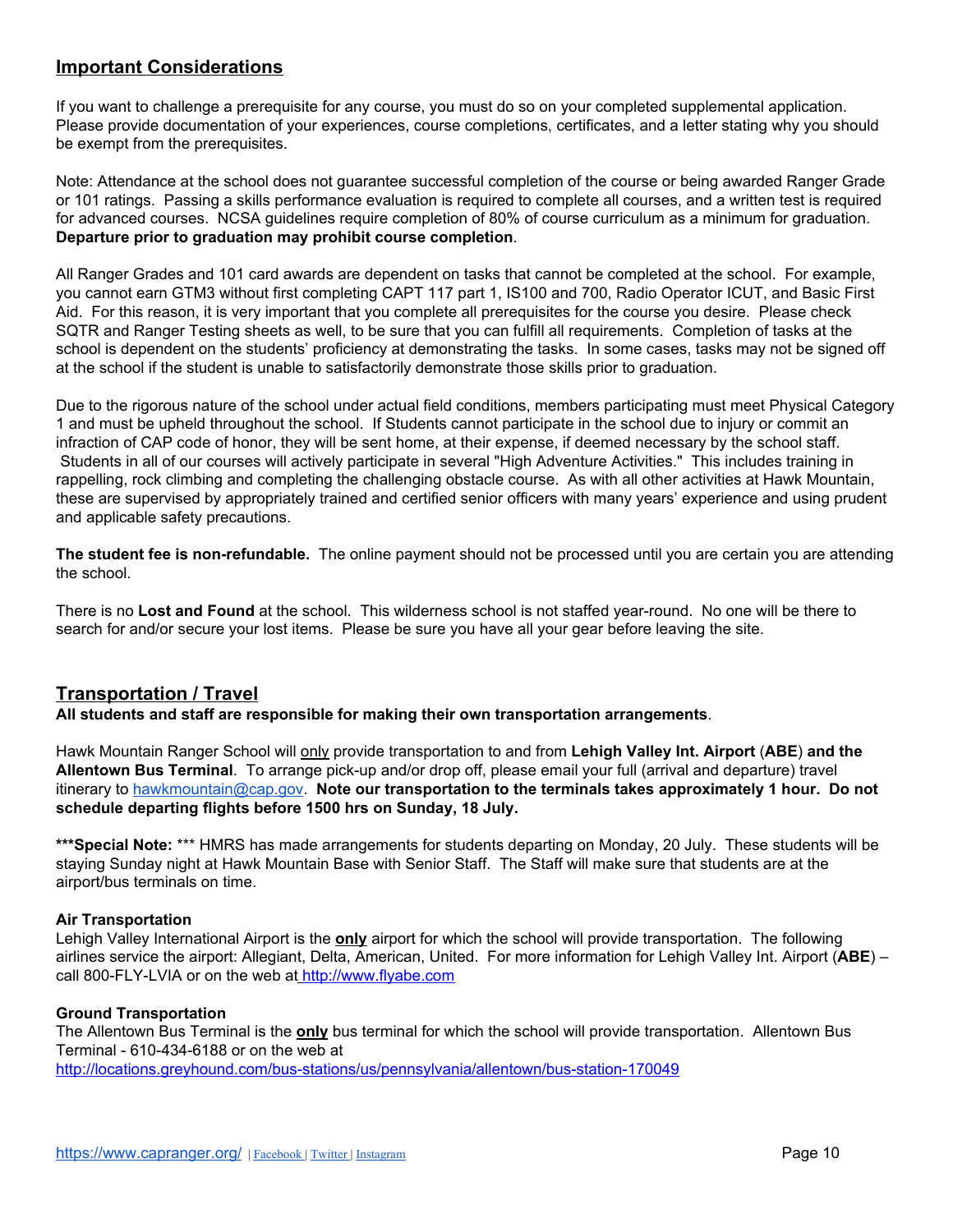## Important Considerations

If you want to challenge a prerequisite for any course, you must do so on your completed supplemental application. Please provide documentation of your experiences, course completions, certificates, and a letter stating why you should be exempt from the prerequisites.

Note: Attendance at the school does not guarantee successful completion of the course or being awarded Ranger Grade or 101 ratings. Passing a skills performance evaluation is required to complete all courses, and a written test is required for advanced courses. NCSA guidelines require completion of 80% of course curriculum as a minimum for graduation. **Departure prior to graduation may prohibit course completion**.

All Ranger Grades and 101 card awards are dependent on tasks that cannot be completed at the school. For example, you cannot earn GTM3 without first completing CAPT 117 part 1, IS100 and 700, Radio Operator ICUT, and Basic First Aid. For this reason, it is very important that you complete all prerequisites for the course you desire. Please check SQTR and Ranger Testing sheets as well, to be sure that you can fulfill all requirements. Completion of tasks at the school is dependent on the students' proficiency at demonstrating the tasks. In some cases, tasks may not be signed off at the school if the student is unable to satisfactorily demonstrate those skills prior to graduation.

Due to the rigorous nature of the school under actual field conditions, members participating must meet Physical Category 1 and must be upheld throughout the school. If Students cannot participate in the school due to injury or commit an infraction of CAP code of honor, they will be sent home, at their expense, if deemed necessary by the school staff. Students in all of our courses will actively participate in several "High Adventure Activities." This includes training in rappelling, rock climbing and completing the challenging obstacle course. As with all other activities at Hawk Mountain, these are supervised by appropriately trained and certified senior officers with many years' experience and using prudent and applicable safety precautions.

**The student fee is non-refundable.** The online payment should not be processed until you are certain you are attending the school.

There is no **Lost and Found** at the school. This wilderness school is not staffed year-round. No one will be there to search for and/or secure your lost items. Please be sure you have all your gear before leaving the site.

## Transportation / Travel

**All students and staff are responsible for making their own transportation arrangements**.

Hawk Mountain Ranger School will only provide transportation to and from **Lehigh Valley Int. Airport** (**ABE**) **and the Allentown Bus Terminal**. To arrange pick-up and/or drop off, please email your full (arrival and departure) travel itinerary to hawkmountain@cap.gov. **Note our transportation to the terminals takes approximately 1 hour. Do not schedule departing flights before 1500 hrs on Sunday, 18 July.**

**\*\*\*Special Note:** \*\*\* HMRS has made arrangements for students departing on Monday, 20 July. These students will be staying Sunday night at Hawk Mountain Base with Senior Staff. The Staff will make sure that students are at the airport/bus terminals on time.

**Air Transportation**
Lehigh Valley International Airport is the **only** airport for which the school will provide transportation. The following airlines service the airport: Allegiant, Delta, American, United. For more information for Lehigh Valley Int. Airport (**ABE**) – call 800-FLY-LVIA or on the web at http://www.flyabe.com

**Ground Transportation**
The Allentown Bus Terminal is the **only** bus terminal for which the school will provide transportation. Allentown Bus Terminal - 610-434-6188 or on the web at http://locations.greyhound.com/bus-stations/us/pennsylvania/allentown/bus-station-170049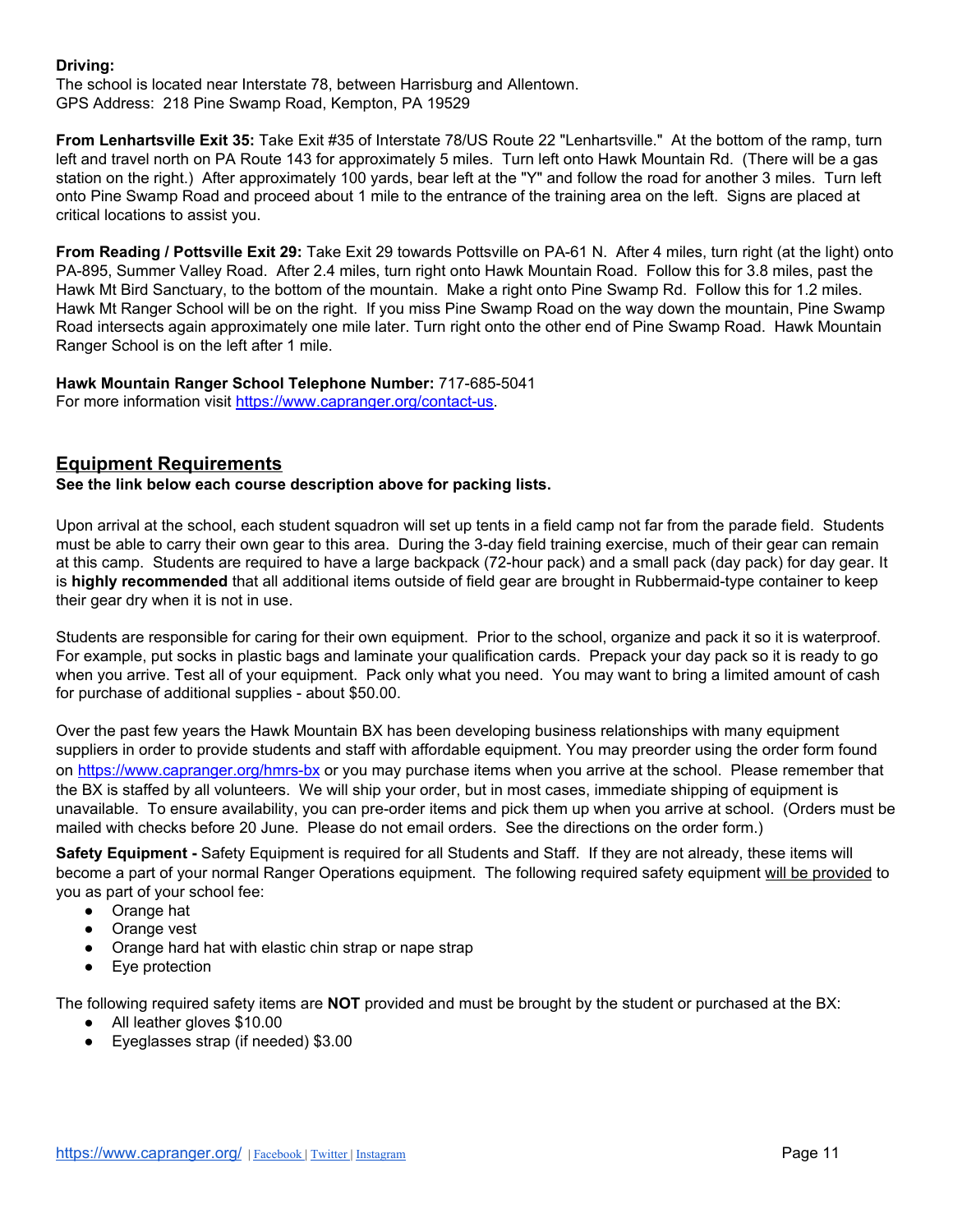**Driving:**
The school is located near Interstate 78, between Harrisburg and Allentown.
GPS Address: 218 Pine Swamp Road, Kempton, PA 19529

**From Lenhartsville Exit 35:** Take Exit #35 of Interstate 78/US Route 22 "Lenhartsville." At the bottom of the ramp, turn left and travel north on PA Route 143 for approximately 5 miles. Turn left onto Hawk Mountain Rd. (There will be a gas station on the right.) After approximately 100 yards, bear left at the "Y" and follow the road for another 3 miles. Turn left onto Pine Swamp Road and proceed about 1 mile to the entrance of the training area on the left. Signs are placed at critical locations to assist you.

**From Reading / Pottsville Exit 29:** Take Exit 29 towards Pottsville on PA-61 N. After 4 miles, turn right (at the light) onto PA-895, Summer Valley Road. After 2.4 miles, turn right onto Hawk Mountain Road. Follow this for 3.8 miles, past the Hawk Mt Bird Sanctuary, to the bottom of the mountain. Make a right onto Pine Swamp Rd. Follow this for 1.2 miles. Hawk Mt Ranger School will be on the right. If you miss Pine Swamp Road on the way down the mountain, Pine Swamp Road intersects again approximately one mile later. Turn right onto the other end of Pine Swamp Road. Hawk Mountain Ranger School is on the left after 1 mile.

**Hawk Mountain Ranger School Telephone Number:** 717-685-5041
For more information visit [https://www.capranger.org/contact-us](https://www.capranger.org/contact-us).

## Equipment Requirements

**See the link below each course description above for packing lists.**

Upon arrival at the school, each student squadron will set up tents in a field camp not far from the parade field. Students must be able to carry their own gear to this area. During the 3-day field training exercise, much of their gear can remain at this camp. Students are required to have a large backpack (72-hour pack) and a small pack (day pack) for day gear. It is **highly recommended** that all additional items outside of field gear are brought in Rubbermaid-type container to keep their gear dry when it is not in use.

Students are responsible for caring for their own equipment. Prior to the school, organize and pack it so it is waterproof. For example, put socks in plastic bags and laminate your qualification cards. Prepack your day pack so it is ready to go when you arrive. Test all of your equipment. Pack only what you need. You may want to bring a limited amount of cash for purchase of additional supplies - about $50.00.

Over the past few years the Hawk Mountain BX has been developing business relationships with many equipment suppliers in order to provide students and staff with affordable equipment. You may preorder using the order form found on [https://www.capranger.org/hmrs-bx](https://www.capranger.org/hmrs-bx) or you may purchase items when you arrive at the school. Please remember that the BX is staffed by all volunteers. We will ship your order, but in most cases, immediate shipping of equipment is unavailable. To ensure availability, you can pre-order items and pick them up when you arrive at school. (Orders must be mailed with checks before 20 June. Please do not email orders. See the directions on the order form.)

**Safety Equipment -** Safety Equipment is required for all Students and Staff. If they are not already, these items will become a part of your normal Ranger Operations equipment. The following required safety equipment will be provided to you as part of your school fee:

- Orange hat
- Orange vest
- Orange hard hat with elastic chin strap or nape strap
- Eye protection

The following required safety items are **NOT** provided and must be brought by the student or purchased at the BX:

- All leather gloves $10.00
- Eyeglasses strap (if needed) $3.00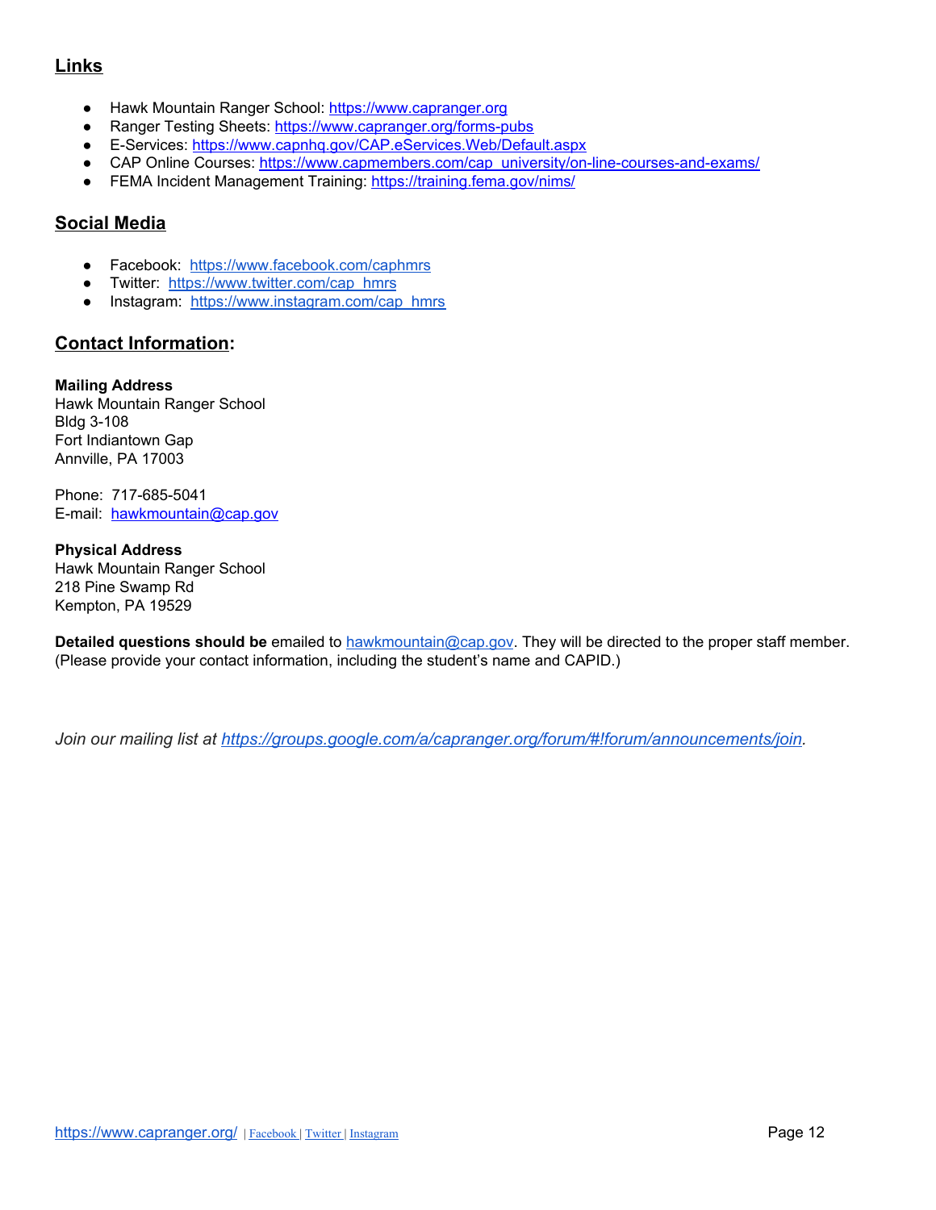## Links

- Hawk Mountain Ranger School: https://www.capranger.org
- Ranger Testing Sheets: https://www.capranger.org/forms-pubs
- E-Services: https://www.capnhq.gov/CAP.eServices.Web/Default.aspx
- CAP Online Courses: https://www.capmembers.com/cap_university/on-line-courses-and-exams/
- FEMA Incident Management Training: https://training.fema.gov/nims/

## Social Media

- Facebook: https://www.facebook.com/caphmrs
- Twitter: https://www.twitter.com/cap_hmrs
- Instagram: https://www.instagram.com/cap_hmrs

## Contact Information:

**Mailing Address**
Hawk Mountain Ranger School
Bldg 3-108
Fort Indiantown Gap
Annville, PA 17003

Phone: 717-685-5041
E-mail: hawkmountain@cap.gov

**Physical Address**
Hawk Mountain Ranger School
218 Pine Swamp Rd
Kempton, PA 19529

**Detailed questions should be** emailed to hawkmountain@cap.gov. They will be directed to the proper staff member. (Please provide your contact information, including the student's name and CAPID.)

*Join our mailing list at https://groups.google.com/a/capranger.org/forum/#!forum/announcements/join.*